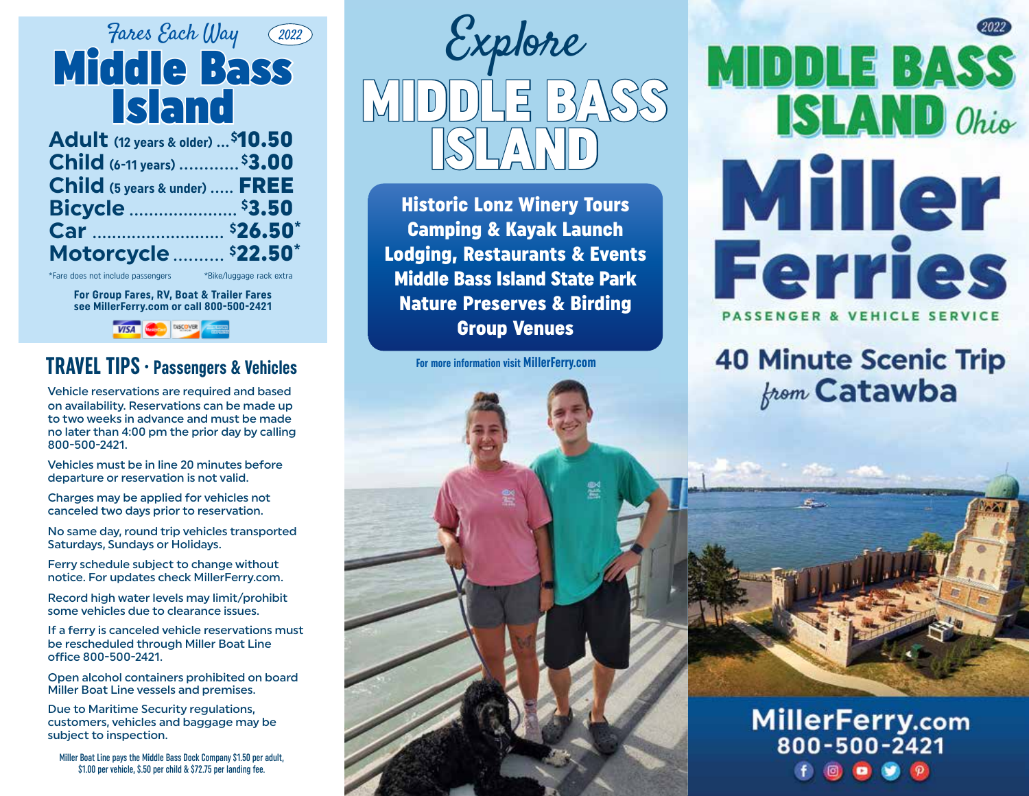*Fares Each Way* 2022

# Middle Bass Island

| | |
|---|---|
| **Adult** (12 years & older) | $10.50 |
| **Child** (6-11 years) | $3.00 |
| **Child** (5 years & under) | FREE |
| **Bicycle** | $3.50 |
| **Car** | $26.50* |
| **Motorcycle** | $22.50* |

*Fare does not include passengers *Bike/luggage rack extra

**For Group Fares, RV, Boat & Trailer Fares see MillerFerry.com or call 800-500-2421**

## TRAVEL TIPS · Passengers & Vehicles

Vehicle reservations are required and based on availability. Reservations can be made up to two weeks in advance and must be made no later than 4:00 pm the prior day by calling 800-500-2421.

Vehicles must be in line 20 minutes before departure or reservation is not valid.

Charges may be applied for vehicles not canceled two days prior to reservation.

No same day, round trip vehicles transported Saturdays, Sundays or Holidays.

Ferry schedule subject to change without notice. For updates check MillerFerry.com.

Record high water levels may limit/prohibit some vehicles due to clearance issues.

If a ferry is canceled vehicle reservations must be rescheduled through Miller Boat Line office 800-500-2421.

Open alcohol containers prohibited on board Miller Boat Line vessels and premises.

Due to Maritime Security regulations, customers, vehicles and baggage may be subject to inspection.

Miller Boat Line pays the Middle Bass Dock Company $1.50 per adult, $1.00 per vehicle, $.50 per child & $72.75 per landing fee.

*Explore*

# MIDDLE BASS ISLAND

**Historic Lonz Winery Tours**
**Camping & Kayak Launch**
**Lodging, Restaurants & Events**
**Middle Bass Island State Park**
**Nature Preserves & Birding**
**Group Venues**

For more information visit **MillerFerry.com**

2022

# MIDDLE BASS ISLAND *Ohio*

# Miller Ferries

PASSENGER & VEHICLE SERVICE

## 40 Minute Scenic Trip *from* Catawba

**MillerFerry.com**
**800-500-2421**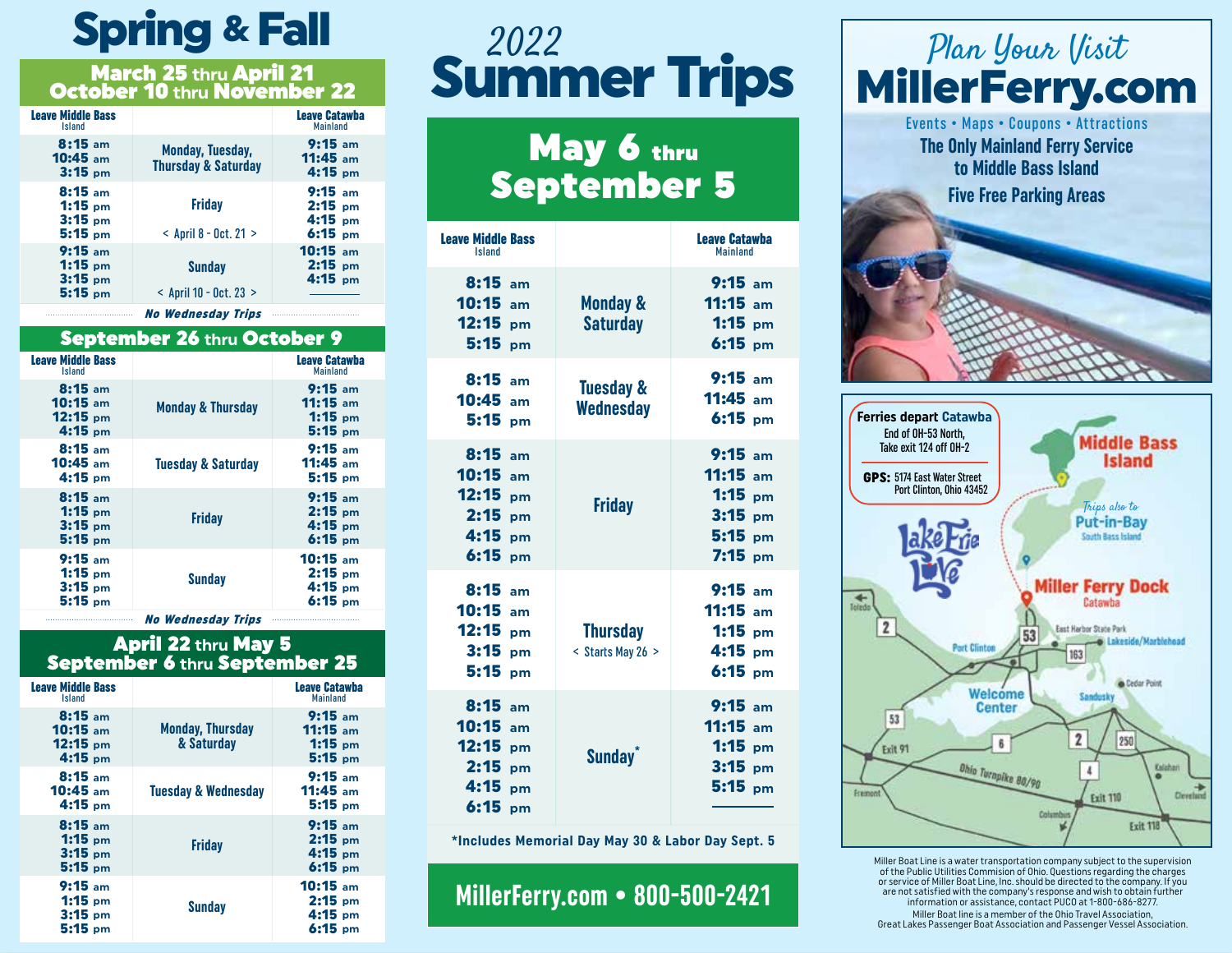# Spring & Fall

## March 25 thru April 21 / October 10 thru November 22

| Leave Middle Bass Island | | Leave Catawba Mainland |
|---|---|---|
| 8:15 am<br>10:45 am<br>3:15 pm | Monday, Tuesday, Thursday & Saturday | 9:15 am<br>11:45 am<br>4:15 pm |
| 8:15 am<br>1:15 pm<br>3:15 pm<br>5:15 pm | Friday<br>< April 8 - Oct. 21 > | 9:15 am<br>2:15 pm<br>4:15 pm<br>6:15 pm |
| 9:15 am<br>1:15 pm<br>3:15 pm<br>5:15 pm | Sunday<br>< April 10 - Oct. 23 > | 10:15 am<br>2:15 pm<br>4:15 pm<br>— |

*No Wednesday Trips*

## September 26 thru October 9

| Leave Middle Bass Island | | Leave Catawba Mainland |
|---|---|---|
| 8:15 am<br>10:15 am<br>12:15 pm<br>4:15 pm | Monday & Thursday | 9:15 am<br>11:15 am<br>1:15 pm<br>5:15 pm |
| 8:15 am<br>10:45 am<br>4:15 pm | Tuesday & Saturday | 9:15 am<br>11:45 am<br>5:15 pm |
| 8:15 am<br>1:15 pm<br>3:15 pm<br>5:15 pm | Friday | 9:15 am<br>2:15 pm<br>4:15 pm<br>6:15 pm |
| 9:15 am<br>1:15 pm<br>3:15 pm<br>5:15 pm | Sunday | 10:15 am<br>2:15 pm<br>4:15 pm<br>6:15 pm |

*No Wednesday Trips*

## April 22 thru May 5 / September 6 thru September 25

| Leave Middle Bass Island | | Leave Catawba Mainland |
|---|---|---|
| 8:15 am<br>10:15 am<br>12:15 pm<br>4:15 pm | Monday, Thursday & Saturday | 9:15 am<br>11:15 am<br>1:15 pm<br>5:15 pm |
| 8:15 am<br>10:45 am<br>4:15 pm | Tuesday & Wednesday | 9:15 am<br>11:45 am<br>5:15 pm |
| 8:15 am<br>1:15 pm<br>3:15 pm<br>5:15 pm | Friday | 9:15 am<br>2:15 pm<br>4:15 pm<br>6:15 pm |
| 9:15 am<br>1:15 pm<br>3:15 pm<br>5:15 pm | Sunday | 10:15 am<br>2:15 pm<br>4:15 pm<br>6:15 pm |

# 2022 Summer Trips

## May 6 thru September 5

| Leave Middle Bass Island | | Leave Catawba Mainland |
|---|---|---|
| 8:15 am<br>10:15 am<br>12:15 pm<br>5:15 pm | Monday & Saturday | 9:15 am<br>11:15 am<br>1:15 pm<br>6:15 pm |
| 8:15 am<br>10:45 am<br>5:15 pm | Tuesday & Wednesday | 9:15 am<br>11:45 am<br>6:15 pm |
| 8:15 am<br>10:15 am<br>12:15 pm<br>2:15 pm<br>4:15 pm<br>6:15 pm | Friday | 9:15 am<br>11:15 am<br>1:15 pm<br>3:15 pm<br>5:15 pm<br>7:15 pm |
| 8:15 am<br>10:15 am<br>12:15 pm<br>3:15 pm<br>5:15 pm | Thursday<br>< Starts May 26 > | 9:15 am<br>11:15 am<br>1:15 pm<br>4:15 pm<br>6:15 pm |
| 8:15 am<br>10:15 am<br>12:15 pm<br>2:15 pm<br>4:15 pm<br>6:15 pm | Sunday* | 9:15 am<br>11:15 am<br>1:15 pm<br>3:15 pm<br>5:15 pm<br>— |

*Includes Memorial Day May 30 & Labor Day Sept. 5

**MillerFerry.com • 800-500-2421**

## Plan Your Visit MillerFerry.com

Events • Maps • Coupons • Attractions

The Only Mainland Ferry Service to Middle Bass Island

Five Free Parking Areas

**Ferries depart Catawba**
End of OH-53 North, Take exit 124 off OH-2

**GPS:** 5174 East Water Street, Port Clinton, Ohio 43452

Middle Bass Island

Trips also to Put-in-Bay South Bass Island

Miller Ferry Dock Catawba

Lake Erie Love

Toledo, 2, 53, Port Clinton, East Harbor State Park, Lakeside/Marblehead, 163, Welcome Center, Cedar Point, Sandusky, 53, Exit 91, 6, 2, 250, Ohio Turnpike 80/90, 4, Kalahari, Fremont, Exit 110, Cleveland, Columbus, Exit 118

Miller Boat Line is a water transportation company subject to the supervision of the Public Utilities Commision of Ohio. Questions regarding the charges or service of Miller Boat Line, Inc. should be directed to the company. If you are not satisfied with the company's response and wish to obtain further information or assistance, contact PUCO at 1-800-686-8277.
Miller Boat line is a member of the Ohio Travel Association, Great Lakes Passenger Boat Association and Passenger Vessel Association.